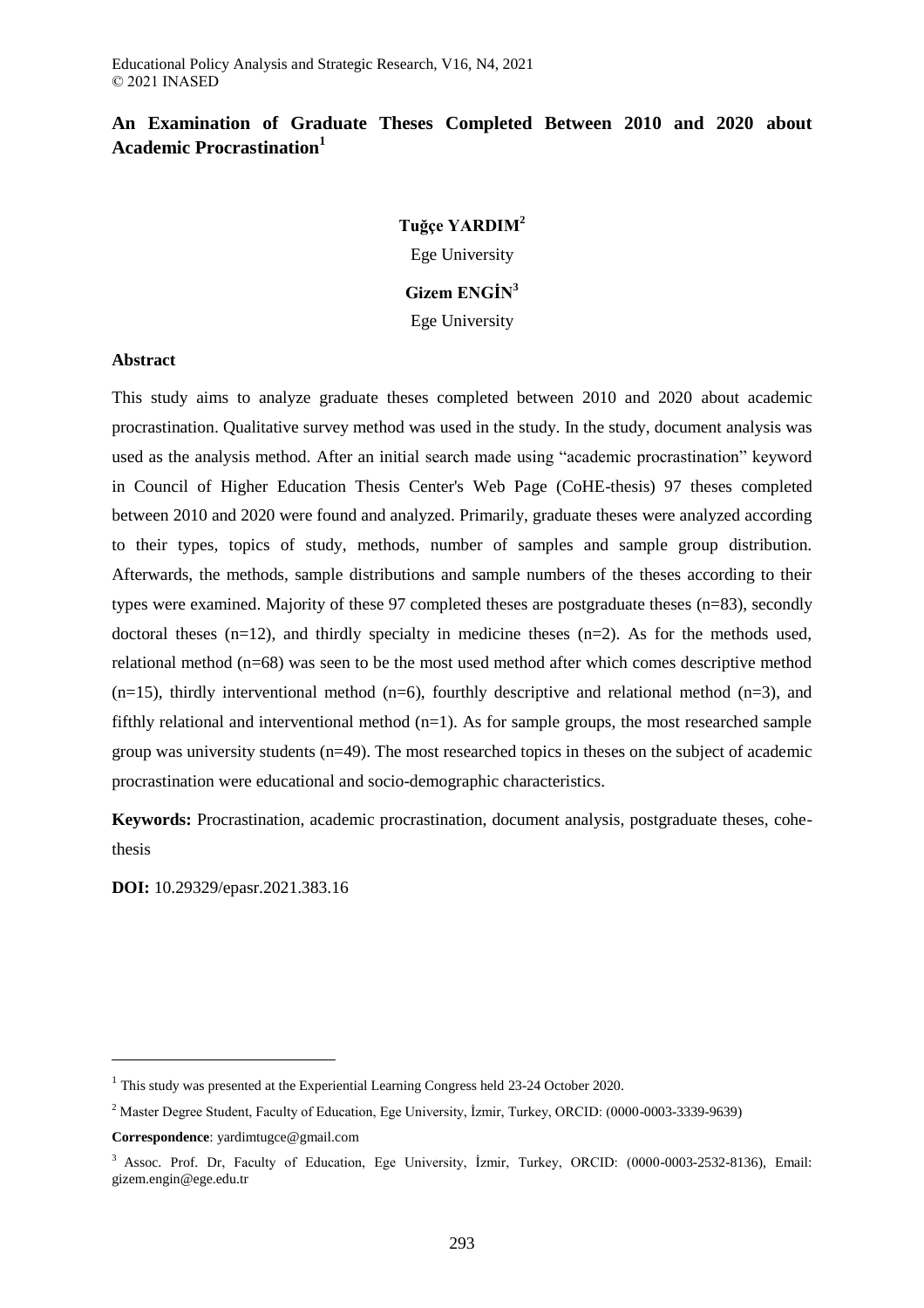# An Examination of Graduate Theses Completed Between 2010 and 2020 about Academic Procrastination[1]

**Tuğçe YARDIM[2]**

Ege University

**Gizem ENGİN[3]**

Ege University

## Abstract

This study aims to analyze graduate theses completed between 2010 and 2020 about academic procrastination. Qualitative survey method was used in the study. In the study, document analysis was used as the analysis method. After an initial search made using "academic procrastination" keyword in Council of Higher Education Thesis Center's Web Page (CoHE-thesis) 97 theses completed between 2010 and 2020 were found and analyzed. Primarily, graduate theses were analyzed according to their types, topics of study, methods, number of samples and sample group distribution. Afterwards, the methods, sample distributions and sample numbers of the theses according to their types were examined. Majority of these 97 completed theses are postgraduate theses (n=83), secondly doctoral theses (n=12), and thirdly specialty in medicine theses (n=2). As for the methods used, relational method (n=68) was seen to be the most used method after which comes descriptive method (n=15), thirdly interventional method (n=6), fourthly descriptive and relational method (n=3), and fifthly relational and interventional method (n=1). As for sample groups, the most researched sample group was university students (n=49). The most researched topics in theses on the subject of academic procrastination were educational and socio-demographic characteristics.

**Keywords:** Procrastination, academic procrastination, document analysis, postgraduate theses, cohe-thesis

**DOI:** 10.29329/epasr.2021.383.16

---

[1] This study was presented at the Experiential Learning Congress held 23-24 October 2020.

[2] Master Degree Student, Faculty of Education, Ege University, İzmir, Turkey, ORCID: (0000-0003-3339-9639)

**Correspondence**: yardimtugce@gmail.com

[3] Assoc. Prof. Dr, Faculty of Education, Ege University, İzmir, Turkey, ORCID: (0000-0003-2532-8136), Email: gizem.engin@ege.edu.tr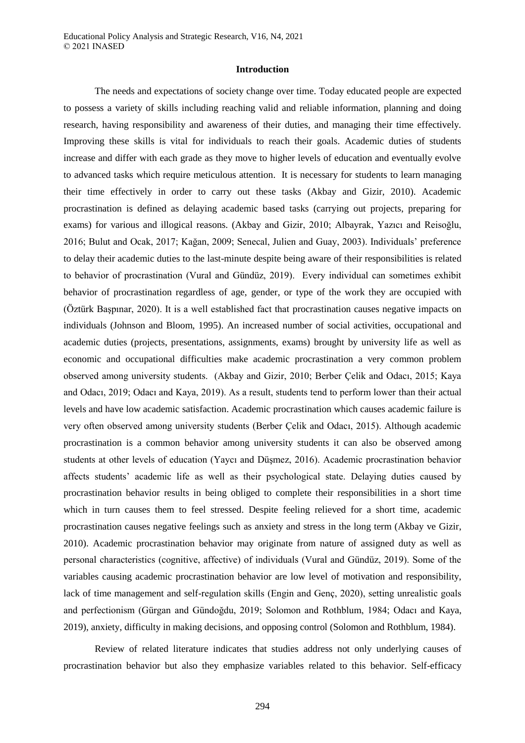## Introduction

The needs and expectations of society change over time. Today educated people are expected to possess a variety of skills including reaching valid and reliable information, planning and doing research, having responsibility and awareness of their duties, and managing their time effectively. Improving these skills is vital for individuals to reach their goals. Academic duties of students increase and differ with each grade as they move to higher levels of education and eventually evolve to advanced tasks which require meticulous attention. It is necessary for students to learn managing their time effectively in order to carry out these tasks (Akbay and Gizir, 2010). Academic procrastination is defined as delaying academic based tasks (carrying out projects, preparing for exams) for various and illogical reasons. (Akbay and Gizir, 2010; Albayrak, Yazıcı and Reisoğlu, 2016; Bulut and Ocak, 2017; Kağan, 2009; Senecal, Julien and Guay, 2003). Individuals' preference to delay their academic duties to the last-minute despite being aware of their responsibilities is related to behavior of procrastination (Vural and Gündüz, 2019). Every individual can sometimes exhibit behavior of procrastination regardless of age, gender, or type of the work they are occupied with (Öztürk Başpınar, 2020). It is a well established fact that procrastination causes negative impacts on individuals (Johnson and Bloom, 1995). An increased number of social activities, occupational and academic duties (projects, presentations, assignments, exams) brought by university life as well as economic and occupational difficulties make academic procrastination a very common problem observed among university students. (Akbay and Gizir, 2010; Berber Çelik and Odacı, 2015; Kaya and Odacı, 2019; Odacı and Kaya, 2019). As a result, students tend to perform lower than their actual levels and have low academic satisfaction. Academic procrastination which causes academic failure is very often observed among university students (Berber Çelik and Odacı, 2015). Although academic procrastination is a common behavior among university students it can also be observed among students at other levels of education (Yaycı and Düşmez, 2016). Academic procrastination behavior affects students' academic life as well as their psychological state. Delaying duties caused by procrastination behavior results in being obliged to complete their responsibilities in a short time which in turn causes them to feel stressed. Despite feeling relieved for a short time, academic procrastination causes negative feelings such as anxiety and stress in the long term (Akbay ve Gizir, 2010). Academic procrastination behavior may originate from nature of assigned duty as well as personal characteristics (cognitive, affective) of individuals (Vural and Gündüz, 2019). Some of the variables causing academic procrastination behavior are low level of motivation and responsibility, lack of time management and self-regulation skills (Engin and Genç, 2020), setting unrealistic goals and perfectionism (Gürgan and Gündoğdu, 2019; Solomon and Rothblum, 1984; Odacı and Kaya, 2019), anxiety, difficulty in making decisions, and opposing control (Solomon and Rothblum, 1984).

Review of related literature indicates that studies address not only underlying causes of procrastination behavior but also they emphasize variables related to this behavior. Self-efficacy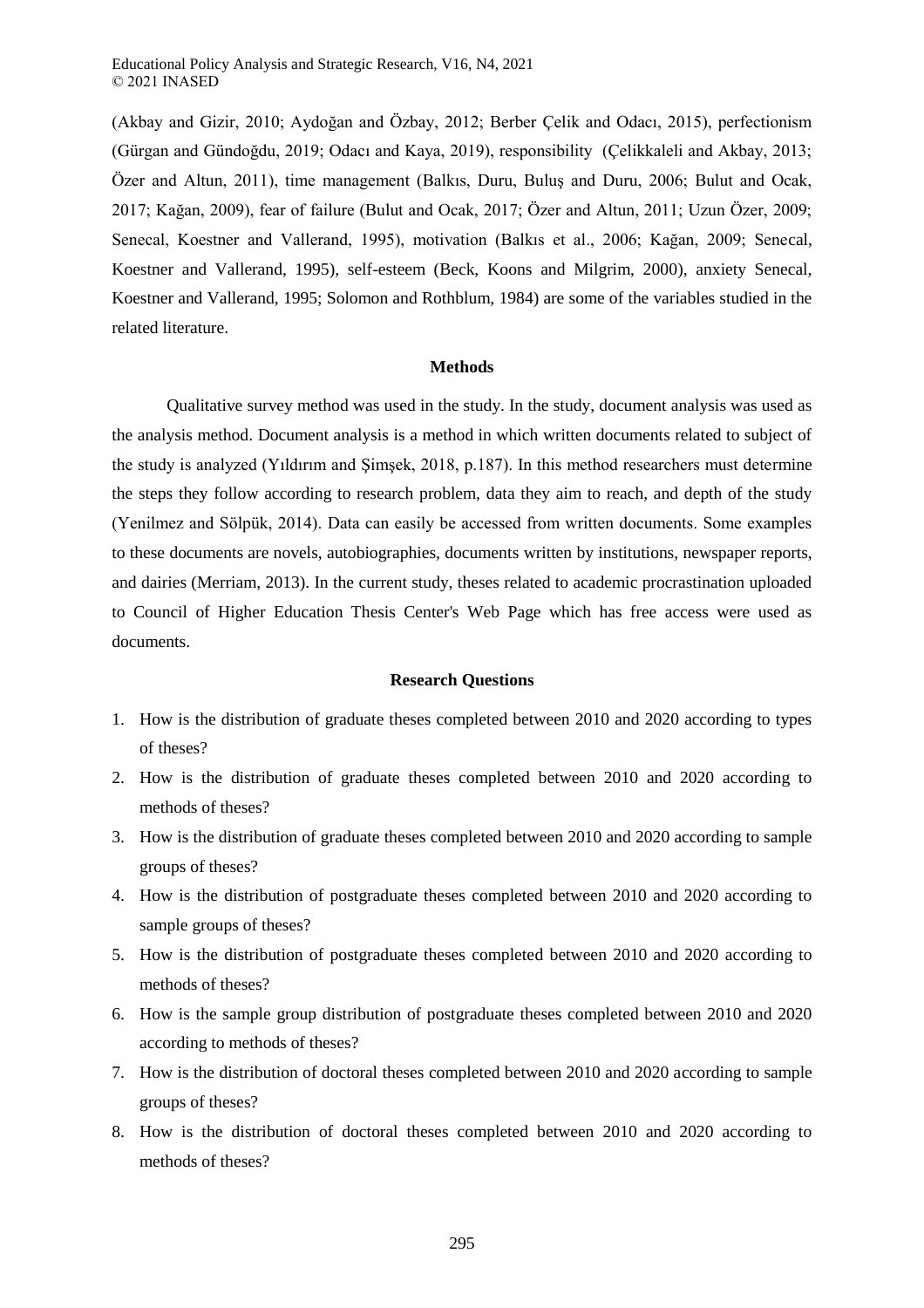(Akbay and Gizir, 2010; Aydoğan and Özbay, 2012; Berber Çelik and Odacı, 2015), perfectionism (Gürgan and Gündoğdu, 2019; Odacı and Kaya, 2019), responsibility (Çelikkaleli and Akbay, 2013; Özer and Altun, 2011), time management (Balkıs, Duru, Buluş and Duru, 2006; Bulut and Ocak, 2017; Kağan, 2009), fear of failure (Bulut and Ocak, 2017; Özer and Altun, 2011; Uzun Özer, 2009; Senecal, Koestner and Vallerand, 1995), motivation (Balkıs et al., 2006; Kağan, 2009; Senecal, Koestner and Vallerand, 1995), self-esteem (Beck, Koons and Milgrim, 2000), anxiety Senecal, Koestner and Vallerand, 1995; Solomon and Rothblum, 1984) are some of the variables studied in the related literature.

## Methods

Qualitative survey method was used in the study. In the study, document analysis was used as the analysis method. Document analysis is a method in which written documents related to subject of the study is analyzed (Yıldırım and Şimşek, 2018, p.187). In this method researchers must determine the steps they follow according to research problem, data they aim to reach, and depth of the study (Yenilmez and Sölpük, 2014). Data can easily be accessed from written documents. Some examples to these documents are novels, autobiographies, documents written by institutions, newspaper reports, and dairies (Merriam, 2013). In the current study, theses related to academic procrastination uploaded to Council of Higher Education Thesis Center's Web Page which has free access were used as documents.

## Research Questions

1. How is the distribution of graduate theses completed between 2010 and 2020 according to types of theses?
2. How is the distribution of graduate theses completed between 2010 and 2020 according to methods of theses?
3. How is the distribution of graduate theses completed between 2010 and 2020 according to sample groups of theses?
4. How is the distribution of postgraduate theses completed between 2010 and 2020 according to sample groups of theses?
5. How is the distribution of postgraduate theses completed between 2010 and 2020 according to methods of theses?
6. How is the sample group distribution of postgraduate theses completed between 2010 and 2020 according to methods of theses?
7. How is the distribution of doctoral theses completed between 2010 and 2020 according to sample groups of theses?
8. How is the distribution of doctoral theses completed between 2010 and 2020 according to methods of theses?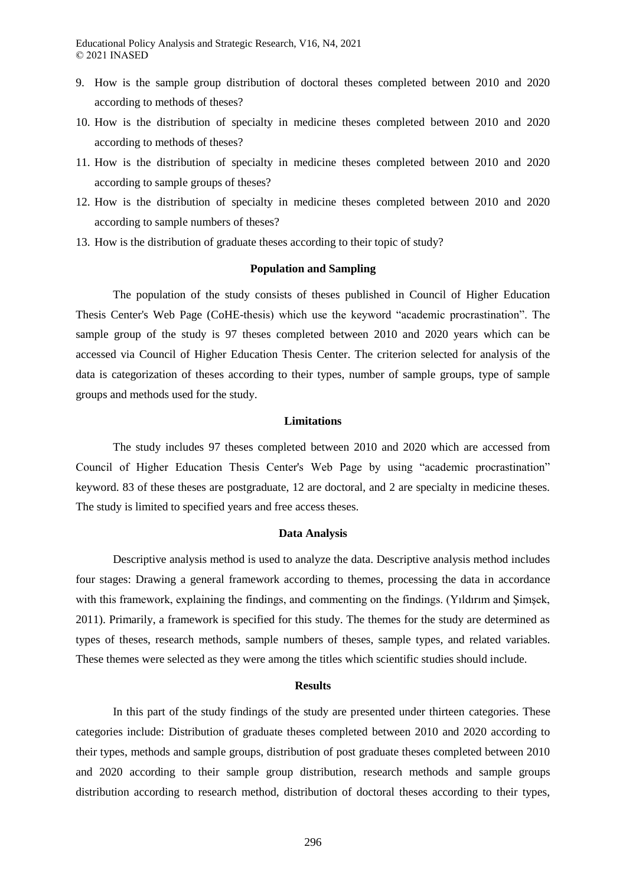9. How is the sample group distribution of doctoral theses completed between 2010 and 2020 according to methods of theses?
10. How is the distribution of specialty in medicine theses completed between 2010 and 2020 according to methods of theses?
11. How is the distribution of specialty in medicine theses completed between 2010 and 2020 according to sample groups of theses?
12. How is the distribution of specialty in medicine theses completed between 2010 and 2020 according to sample numbers of theses?
13. How is the distribution of graduate theses according to their topic of study?

## Population and Sampling

The population of the study consists of theses published in Council of Higher Education Thesis Center's Web Page (CoHE-thesis) which use the keyword "academic procrastination". The sample group of the study is 97 theses completed between 2010 and 2020 years which can be accessed via Council of Higher Education Thesis Center. The criterion selected for analysis of the data is categorization of theses according to their types, number of sample groups, type of sample groups and methods used for the study.

## Limitations

The study includes 97 theses completed between 2010 and 2020 which are accessed from Council of Higher Education Thesis Center's Web Page by using "academic procrastination" keyword. 83 of these theses are postgraduate, 12 are doctoral, and 2 are specialty in medicine theses. The study is limited to specified years and free access theses.

## Data Analysis

Descriptive analysis method is used to analyze the data. Descriptive analysis method includes four stages: Drawing a general framework according to themes, processing the data in accordance with this framework, explaining the findings, and commenting on the findings. (Yıldırım and Şimşek, 2011). Primarily, a framework is specified for this study. The themes for the study are determined as types of theses, research methods, sample numbers of theses, sample types, and related variables. These themes were selected as they were among the titles which scientific studies should include.

## Results

In this part of the study findings of the study are presented under thirteen categories. These categories include: Distribution of graduate theses completed between 2010 and 2020 according to their types, methods and sample groups, distribution of post graduate theses completed between 2010 and 2020 according to their sample group distribution, research methods and sample groups distribution according to research method, distribution of doctoral theses according to their types,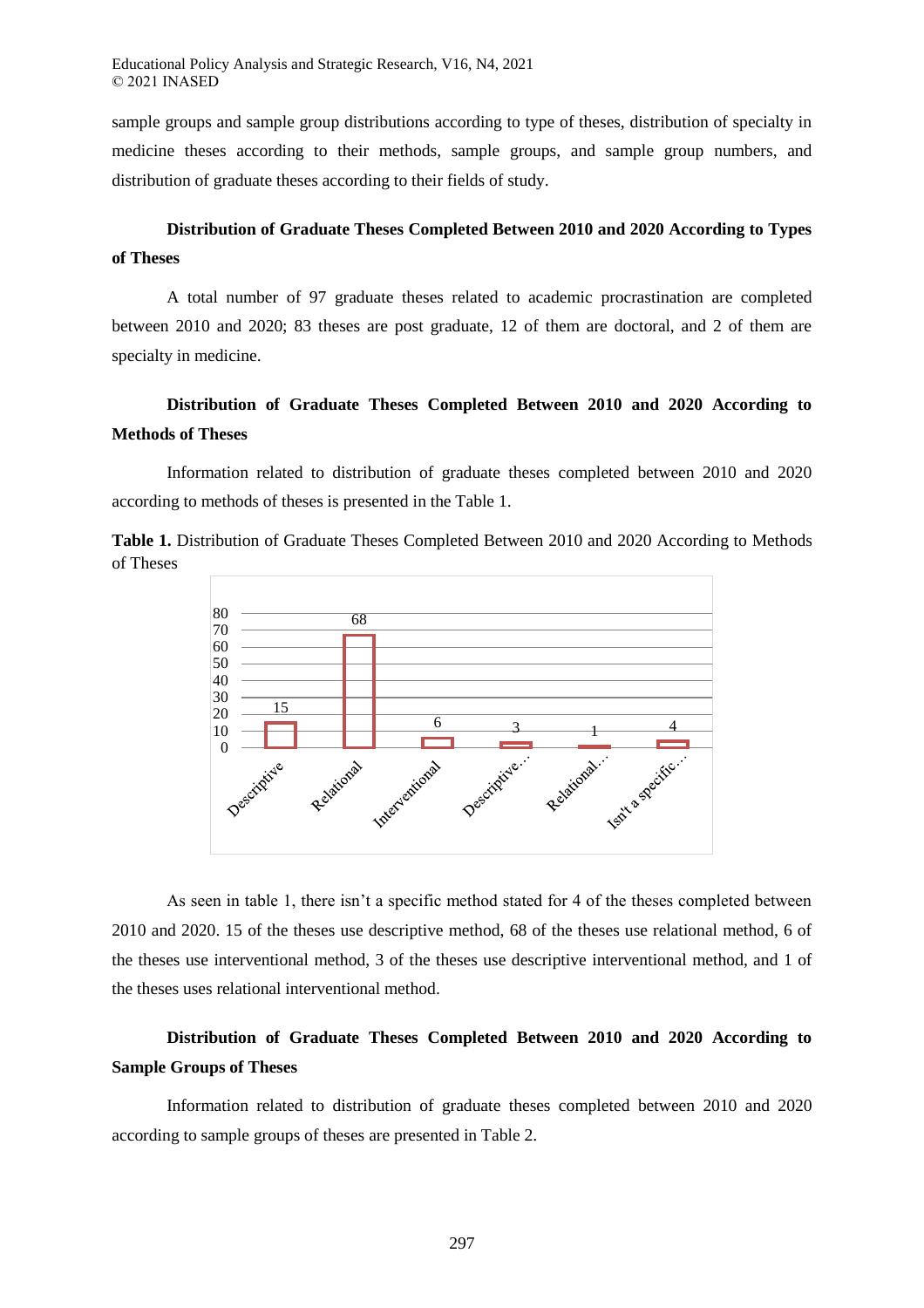sample groups and sample group distributions according to type of theses, distribution of specialty in medicine theses according to their methods, sample groups, and sample group numbers, and distribution of graduate theses according to their fields of study.

### Distribution of Graduate Theses Completed Between 2010 and 2020 According to Types of Theses

A total number of 97 graduate theses related to academic procrastination are completed between 2010 and 2020; 83 theses are post graduate, 12 of them are doctoral, and 2 of them are specialty in medicine.

### Distribution of Graduate Theses Completed Between 2010 and 2020 According to Methods of Theses

Information related to distribution of graduate theses completed between 2010 and 2020 according to methods of theses is presented in the Table 1.

**Table 1.** Distribution of Graduate Theses Completed Between 2010 and 2020 According to Methods of Theses

| Descriptive | Relational | Interventional | Descriptive… | Relational… | Isn't a specific… |
|---|---|---|---|---|---|
| 15 | 68 | 6 | 3 | 1 | 4 |

As seen in table 1, there isn't a specific method stated for 4 of the theses completed between 2010 and 2020. 15 of the theses use descriptive method, 68 of the theses use relational method, 6 of the theses use interventional method, 3 of the theses use descriptive interventional method, and 1 of the theses uses relational interventional method.

### Distribution of Graduate Theses Completed Between 2010 and 2020 According to Sample Groups of Theses

Information related to distribution of graduate theses completed between 2010 and 2020 according to sample groups of theses are presented in Table 2.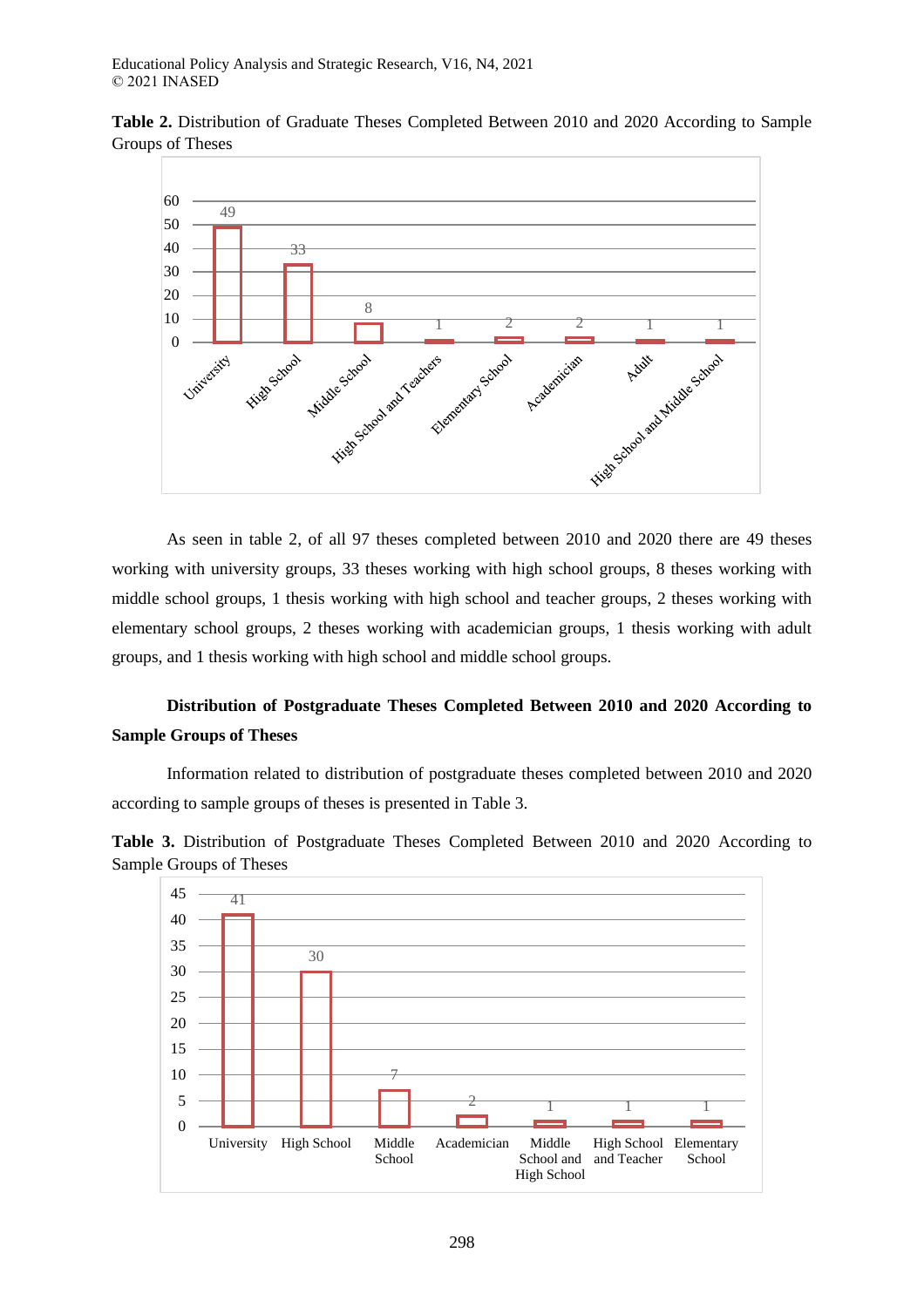**Table 2.** Distribution of Graduate Theses Completed Between 2010 and 2020 According to Sample Groups of Theses

| Sample Group | Number of Theses |
|---|---|
| University | 49 |
| High School | 33 |
| Middle School | 8 |
| High School and Teachers | 1 |
| Elementary School | 2 |
| Academician | 2 |
| Adult | 1 |
| High School and Middle School | 1 |

As seen in table 2, of all 97 theses completed between 2010 and 2020 there are 49 theses working with university groups, 33 theses working with high school groups, 8 theses working with middle school groups, 1 thesis working with high school and teacher groups, 2 theses working with elementary school groups, 2 theses working with academician groups, 1 thesis working with adult groups, and 1 thesis working with high school and middle school groups.

**Distribution of Postgraduate Theses Completed Between 2010 and 2020 According to Sample Groups of Theses**

Information related to distribution of postgraduate theses completed between 2010 and 2020 according to sample groups of theses is presented in Table 3.

**Table 3.** Distribution of Postgraduate Theses Completed Between 2010 and 2020 According to Sample Groups of Theses

| Sample Group | Number of Theses |
|---|---|
| University | 41 |
| High School | 30 |
| Middle School | 7 |
| Academician | 2 |
| Middle School and High School | 1 |
| High School and Teacher | 1 |
| Elementary School | 1 |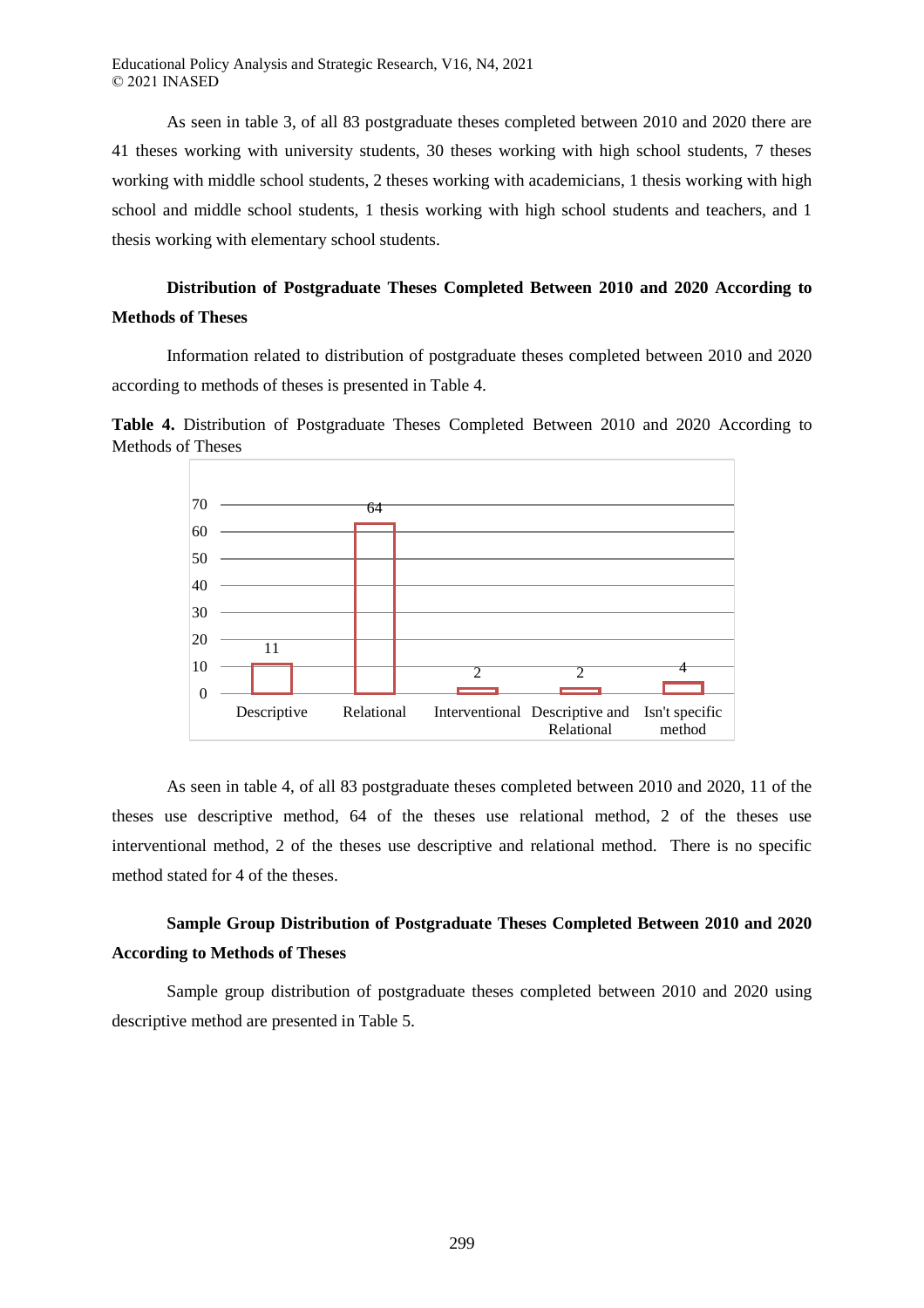As seen in table 3, of all 83 postgraduate theses completed between 2010 and 2020 there are 41 theses working with university students, 30 theses working with high school students, 7 theses working with middle school students, 2 theses working with academicians, 1 thesis working with high school and middle school students, 1 thesis working with high school students and teachers, and 1 thesis working with elementary school students.

### Distribution of Postgraduate Theses Completed Between 2010 and 2020 According to Methods of Theses

Information related to distribution of postgraduate theses completed between 2010 and 2020 according to methods of theses is presented in Table 4.

**Table 4.** Distribution of Postgraduate Theses Completed Between 2010 and 2020 According to Methods of Theses

| Descriptive | Relational | Interventional | Descriptive and Relational | Isn't specific method |
|---|---|---|---|---|
| 11 | 64 | 2 | 2 | 4 |

As seen in table 4, of all 83 postgraduate theses completed between 2010 and 2020, 11 of the theses use descriptive method, 64 of the theses use relational method, 2 of the theses use interventional method, 2 of the theses use descriptive and relational method. There is no specific method stated for 4 of the theses.

### Sample Group Distribution of Postgraduate Theses Completed Between 2010 and 2020 According to Methods of Theses

Sample group distribution of postgraduate theses completed between 2010 and 2020 using descriptive method are presented in Table 5.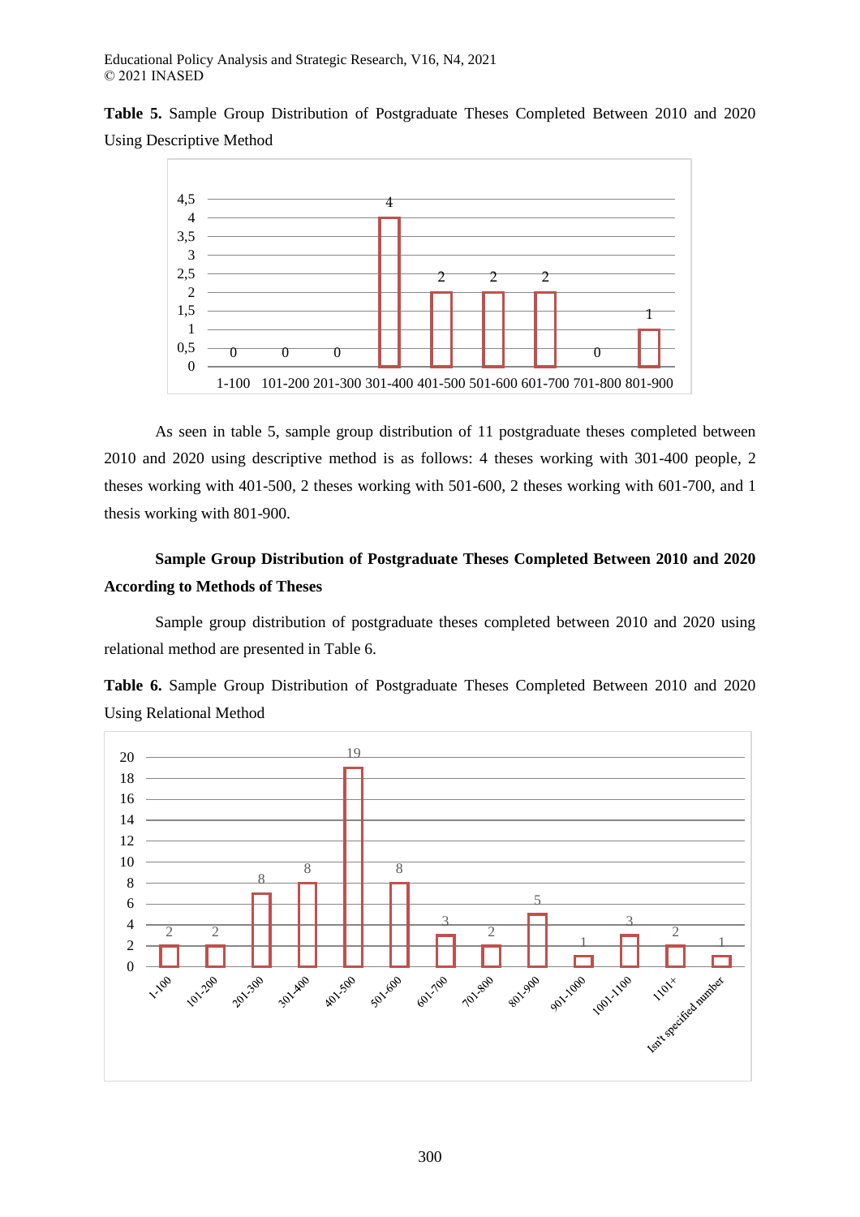**Table 5.** Sample Group Distribution of Postgraduate Theses Completed Between 2010 and 2020 Using Descriptive Method

| 1-100 | 101-200 | 201-300 | 301-400 | 401-500 | 501-600 | 601-700 | 701-800 | 801-900 |
|---|---|---|---|---|---|---|---|---|
| 0 | 0 | 0 | 4 | 2 | 2 | 2 | 0 | 1 |

As seen in table 5, sample group distribution of 11 postgraduate theses completed between 2010 and 2020 using descriptive method is as follows: 4 theses working with 301-400 people, 2 theses working with 401-500, 2 theses working with 501-600, 2 theses working with 601-700, and 1 thesis working with 801-900.

## Sample Group Distribution of Postgraduate Theses Completed Between 2010 and 2020 According to Methods of Theses

Sample group distribution of postgraduate theses completed between 2010 and 2020 using relational method are presented in Table 6.

**Table 6.** Sample Group Distribution of Postgraduate Theses Completed Between 2010 and 2020 Using Relational Method

| 1-100 | 101-200 | 201-300 | 301-400 | 401-500 | 501-600 | 601-700 | 701-800 | 801-900 | 901-1000 | 1001-1100 | 1101+ | Isn't specified number |
|---|---|---|---|---|---|---|---|---|---|---|---|---|
| 2 | 2 | 8 | 8 | 19 | 8 | 3 | 2 | 5 | 1 | 3 | 2 | 1 |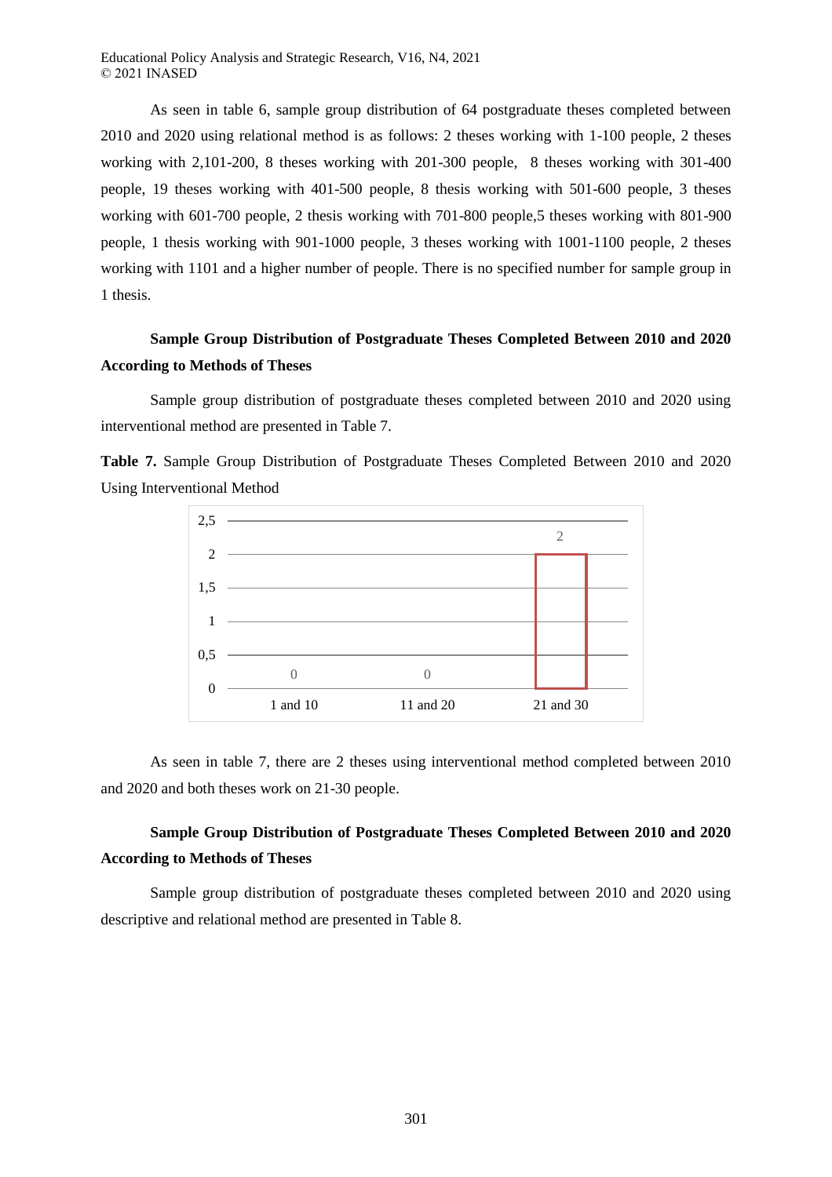As seen in table 6, sample group distribution of 64 postgraduate theses completed between 2010 and 2020 using relational method is as follows: 2 theses working with 1-100 people, 2 theses working with 2,101-200, 8 theses working with 201-300 people,  8 theses working with 301-400 people, 19 theses working with 401-500 people, 8 thesis working with 501-600 people, 3 theses working with 601-700 people, 2 thesis working with 701-800 people,5 theses working with 801-900 people, 1 thesis working with 901-1000 people, 3 theses working with 1001-1100 people, 2 theses working with 1101 and a higher number of people. There is no specified number for sample group in 1 thesis.

**Sample Group Distribution of Postgraduate Theses Completed Between 2010 and 2020 According to Methods of Theses**

Sample group distribution of postgraduate theses completed between 2010 and 2020 using interventional method are presented in Table 7.

**Table 7.** Sample Group Distribution of Postgraduate Theses Completed Between 2010 and 2020 Using Interventional Method

| 1 and 10 | 11 and 20 | 21 and 30 |
|---|---|---|
| 0 | 0 | 2 |

As seen in table 7, there are 2 theses using interventional method completed between 2010 and 2020 and both theses work on 21-30 people.

**Sample Group Distribution of Postgraduate Theses Completed Between 2010 and 2020 According to Methods of Theses**

Sample group distribution of postgraduate theses completed between 2010 and 2020 using descriptive and relational method are presented in Table 8.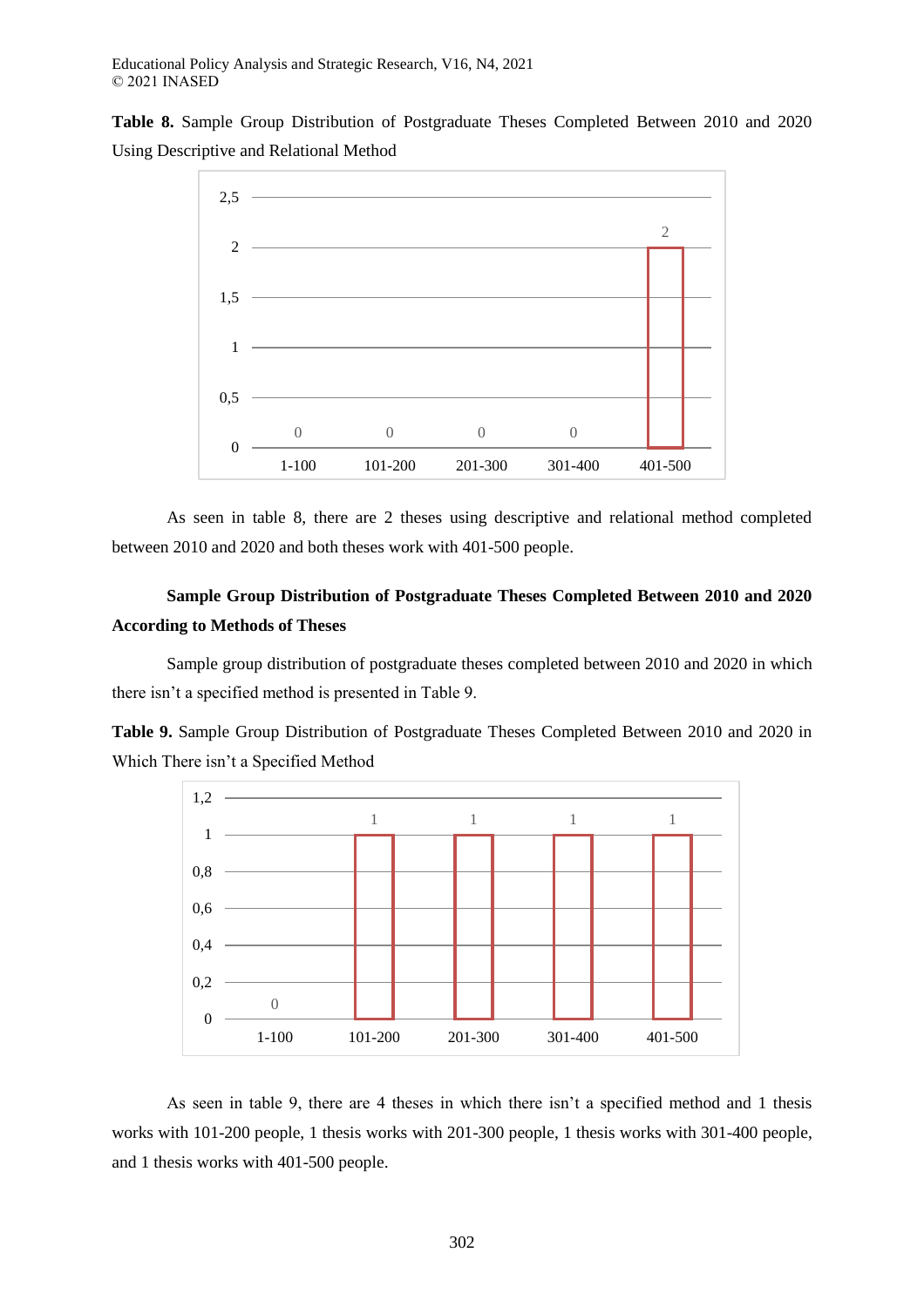**Table 8.** Sample Group Distribution of Postgraduate Theses Completed Between 2010 and 2020 Using Descriptive and Relational Method

| 1-100 | 101-200 | 201-300 | 301-400 | 401-500 |
|---|---|---|---|---|
| 0 | 0 | 0 | 0 | 2 |

As seen in table 8, there are 2 theses using descriptive and relational method completed between 2010 and 2020 and both theses work with 401-500 people.

**Sample Group Distribution of Postgraduate Theses Completed Between 2010 and 2020 According to Methods of Theses**

Sample group distribution of postgraduate theses completed between 2010 and 2020 in which there isn't a specified method is presented in Table 9.

**Table 9.** Sample Group Distribution of Postgraduate Theses Completed Between 2010 and 2020 in Which There isn't a Specified Method

| 1-100 | 101-200 | 201-300 | 301-400 | 401-500 |
|---|---|---|---|---|
| 0 | 1 | 1 | 1 | 1 |

As seen in table 9, there are 4 theses in which there isn't a specified method and 1 thesis works with 101-200 people, 1 thesis works with 201-300 people, 1 thesis works with 301-400 people, and 1 thesis works with 401-500 people.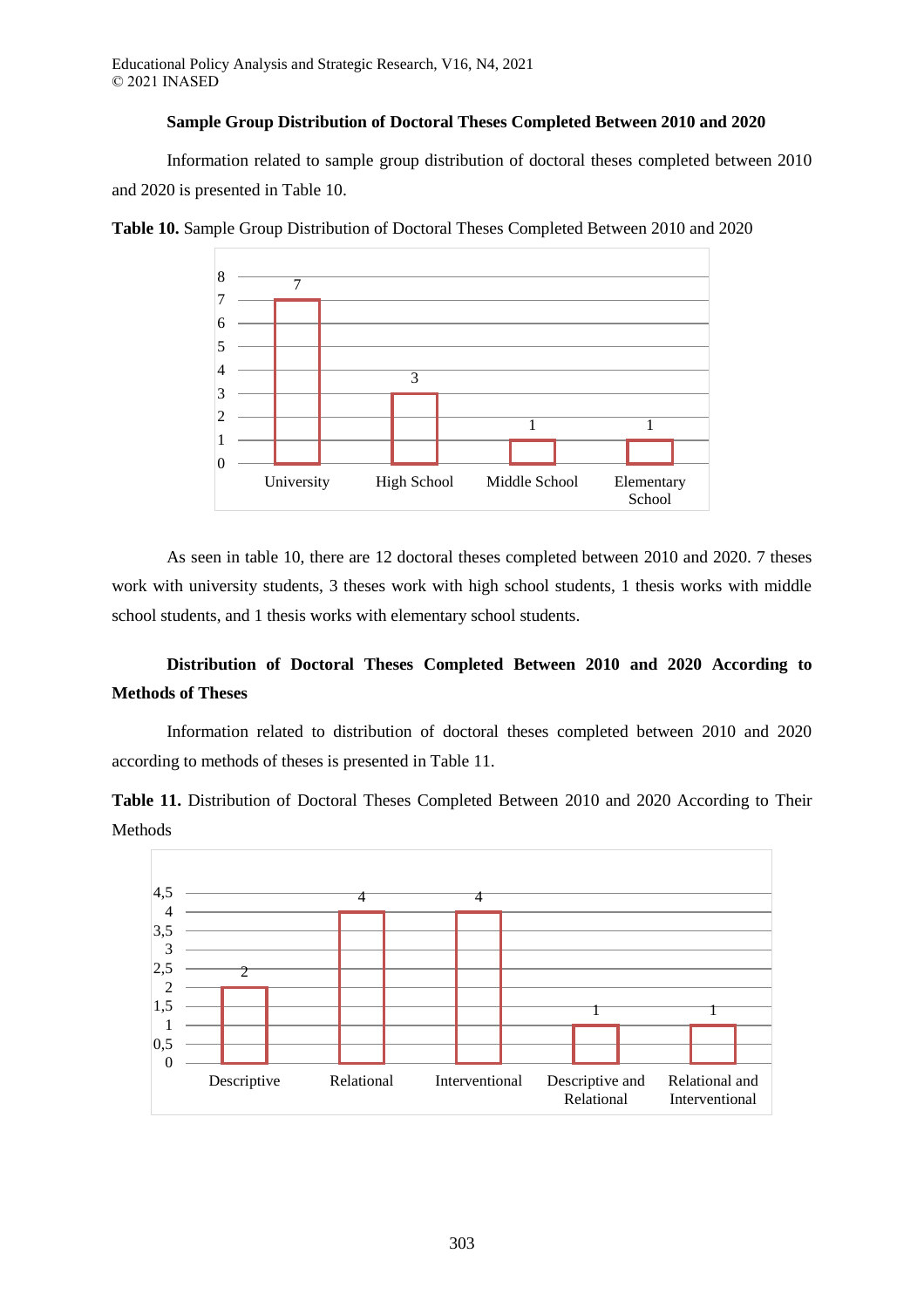### Sample Group Distribution of Doctoral Theses Completed Between 2010 and 2020

Information related to sample group distribution of doctoral theses completed between 2010 and 2020 is presented in Table 10.

**Table 10.** Sample Group Distribution of Doctoral Theses Completed Between 2010 and 2020

| University | High School | Middle School | Elementary School |
|---|---|---|---|
| 7 | 3 | 1 | 1 |

As seen in table 10, there are 12 doctoral theses completed between 2010 and 2020. 7 theses work with university students, 3 theses work with high school students, 1 thesis works with middle school students, and 1 thesis works with elementary school students.

### Distribution of Doctoral Theses Completed Between 2010 and 2020 According to Methods of Theses

Information related to distribution of doctoral theses completed between 2010 and 2020 according to methods of theses is presented in Table 11.

**Table 11.** Distribution of Doctoral Theses Completed Between 2010 and 2020 According to Their Methods

| Descriptive | Relational | Interventional | Descriptive and Relational | Relational and Interventional |
|---|---|---|---|---|
| 2 | 4 | 4 | 1 | 1 |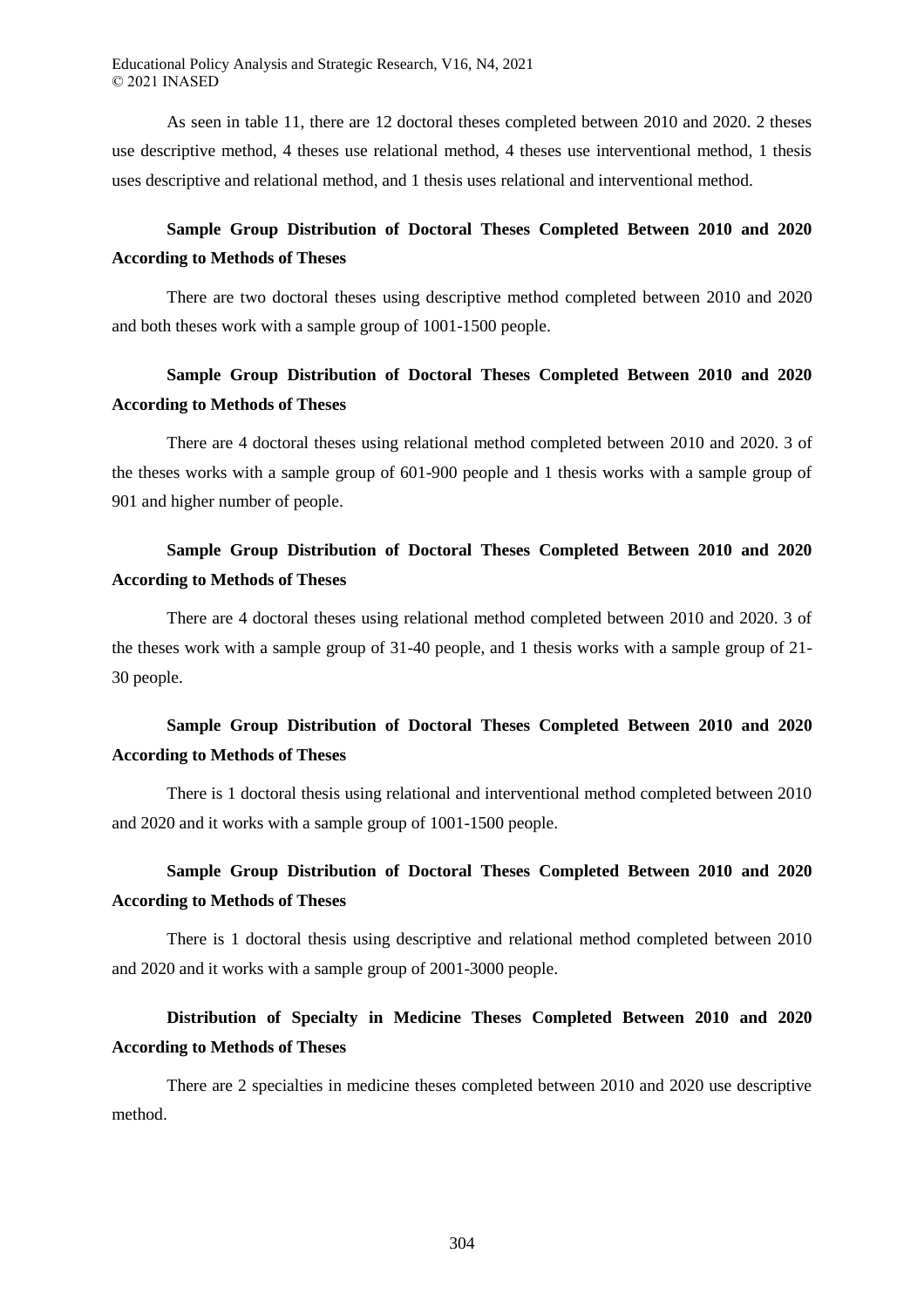As seen in table 11, there are 12 doctoral theses completed between 2010 and 2020. 2 theses use descriptive method, 4 theses use relational method, 4 theses use interventional method, 1 thesis uses descriptive and relational method, and 1 thesis uses relational and interventional method.

### Sample Group Distribution of Doctoral Theses Completed Between 2010 and 2020 According to Methods of Theses

There are two doctoral theses using descriptive method completed between 2010 and 2020 and both theses work with a sample group of 1001-1500 people.

### Sample Group Distribution of Doctoral Theses Completed Between 2010 and 2020 According to Methods of Theses

There are 4 doctoral theses using relational method completed between 2010 and 2020. 3 of the theses works with a sample group of 601-900 people and 1 thesis works with a sample group of 901 and higher number of people.

### Sample Group Distribution of Doctoral Theses Completed Between 2010 and 2020 According to Methods of Theses

There are 4 doctoral theses using relational method completed between 2010 and 2020. 3 of the theses work with a sample group of 31-40 people, and 1 thesis works with a sample group of 21-30 people.

### Sample Group Distribution of Doctoral Theses Completed Between 2010 and 2020 According to Methods of Theses

There is 1 doctoral thesis using relational and interventional method completed between 2010 and 2020 and it works with a sample group of 1001-1500 people.

### Sample Group Distribution of Doctoral Theses Completed Between 2010 and 2020 According to Methods of Theses

There is 1 doctoral thesis using descriptive and relational method completed between 2010 and 2020 and it works with a sample group of 2001-3000 people.

### Distribution of Specialty in Medicine Theses Completed Between 2010 and 2020 According to Methods of Theses

There are 2 specialties in medicine theses completed between 2010 and 2020 use descriptive method.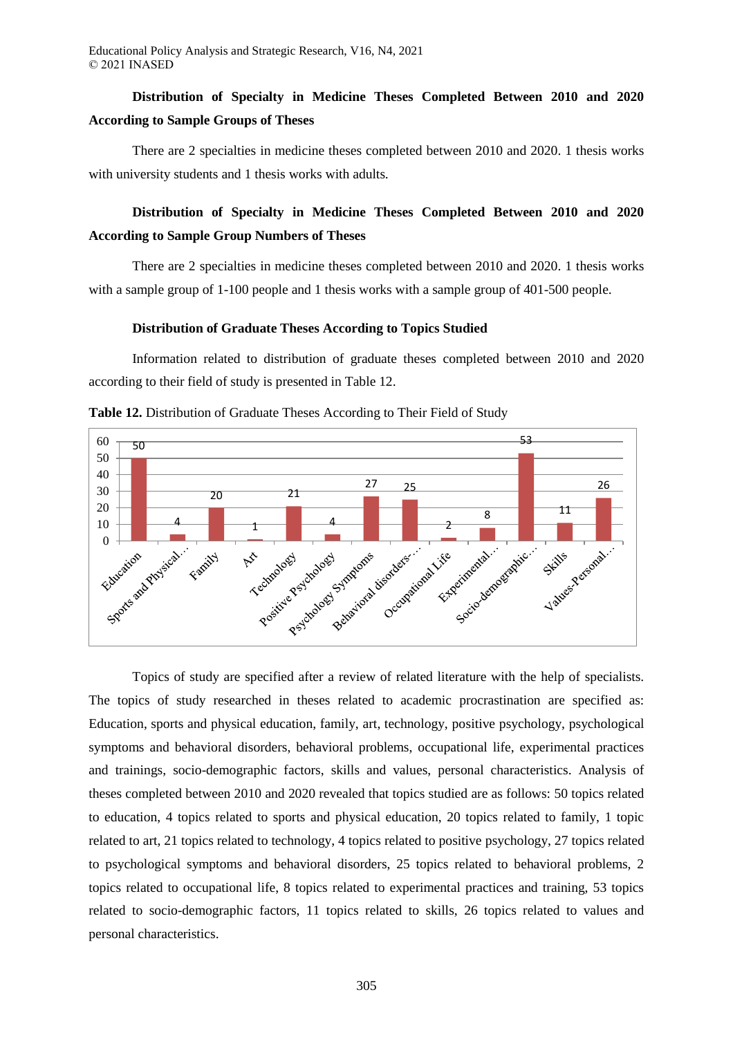**Distribution of Specialty in Medicine Theses Completed Between 2010 and 2020 According to Sample Groups of Theses**

There are 2 specialties in medicine theses completed between 2010 and 2020. 1 thesis works with university students and 1 thesis works with adults.

**Distribution of Specialty in Medicine Theses Completed Between 2010 and 2020 According to Sample Group Numbers of Theses**

There are 2 specialties in medicine theses completed between 2010 and 2020. 1 thesis works with a sample group of 1-100 people and 1 thesis works with a sample group of 401-500 people.

**Distribution of Graduate Theses According to Topics Studied**

Information related to distribution of graduate theses completed between 2010 and 2020 according to their field of study is presented in Table 12.

**Table 12.** Distribution of Graduate Theses According to Their Field of Study

| Education | Sports and Physical... | Family | Art | Technology | Positive Psychology | Psychology Symptoms | Behavioral disorders-... | Occupational Life | Experimental... | Socio-demographic... | Skills | Values-Personal... |
|---|---|---|---|---|---|---|---|---|---|---|---|---|
| 50 | 4 | 20 | 1 | 21 | 4 | 27 | 25 | 2 | 8 | 53 | 11 | 26 |

Topics of study are specified after a review of related literature with the help of specialists. The topics of study researched in theses related to academic procrastination are specified as: Education, sports and physical education, family, art, technology, positive psychology, psychological symptoms and behavioral disorders, behavioral problems, occupational life, experimental practices and trainings, socio-demographic factors, skills and values, personal characteristics. Analysis of theses completed between 2010 and 2020 revealed that topics studied are as follows: 50 topics related to education, 4 topics related to sports and physical education, 20 topics related to family, 1 topic related to art, 21 topics related to technology, 4 topics related to positive psychology, 27 topics related to psychological symptoms and behavioral disorders, 25 topics related to behavioral problems, 2 topics related to occupational life, 8 topics related to experimental practices and training, 53 topics related to socio-demographic factors, 11 topics related to skills, 26 topics related to values and personal characteristics.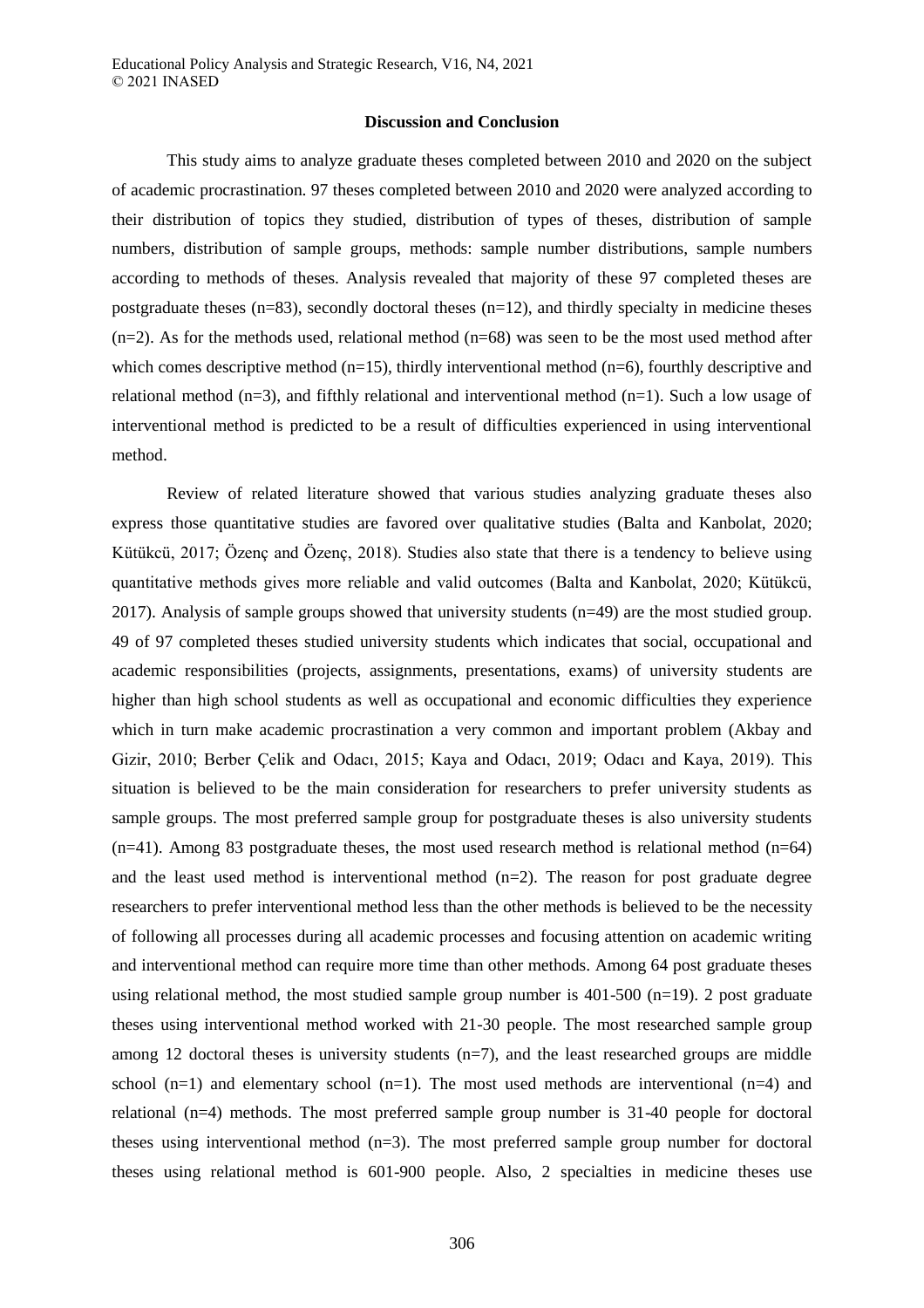## Discussion and Conclusion

This study aims to analyze graduate theses completed between 2010 and 2020 on the subject of academic procrastination. 97 theses completed between 2010 and 2020 were analyzed according to their distribution of topics they studied, distribution of types of theses, distribution of sample numbers, distribution of sample groups, methods: sample number distributions, sample numbers according to methods of theses. Analysis revealed that majority of these 97 completed theses are postgraduate theses (n=83), secondly doctoral theses (n=12), and thirdly specialty in medicine theses (n=2). As for the methods used, relational method (n=68) was seen to be the most used method after which comes descriptive method (n=15), thirdly interventional method (n=6), fourthly descriptive and relational method (n=3), and fifthly relational and interventional method (n=1). Such a low usage of interventional method is predicted to be a result of difficulties experienced in using interventional method.

Review of related literature showed that various studies analyzing graduate theses also express those quantitative studies are favored over qualitative studies (Balta and Kanbolat, 2020; Kütükcü, 2017; Özenç and Özenç, 2018). Studies also state that there is a tendency to believe using quantitative methods gives more reliable and valid outcomes (Balta and Kanbolat, 2020; Kütükcü, 2017). Analysis of sample groups showed that university students (n=49) are the most studied group. 49 of 97 completed theses studied university students which indicates that social, occupational and academic responsibilities (projects, assignments, presentations, exams) of university students are higher than high school students as well as occupational and economic difficulties they experience which in turn make academic procrastination a very common and important problem (Akbay and Gizir, 2010; Berber Çelik and Odacı, 2015; Kaya and Odacı, 2019; Odacı and Kaya, 2019). This situation is believed to be the main consideration for researchers to prefer university students as sample groups. The most preferred sample group for postgraduate theses is also university students (n=41). Among 83 postgraduate theses, the most used research method is relational method (n=64) and the least used method is interventional method (n=2). The reason for post graduate degree researchers to prefer interventional method less than the other methods is believed to be the necessity of following all processes during all academic processes and focusing attention on academic writing and interventional method can require more time than other methods. Among 64 post graduate theses using relational method, the most studied sample group number is 401-500 (n=19). 2 post graduate theses using interventional method worked with 21-30 people. The most researched sample group among 12 doctoral theses is university students (n=7), and the least researched groups are middle school (n=1) and elementary school (n=1). The most used methods are interventional (n=4) and relational (n=4) methods. The most preferred sample group number is 31-40 people for doctoral theses using interventional method (n=3). The most preferred sample group number for doctoral theses using relational method is 601-900 people. Also, 2 specialties in medicine theses use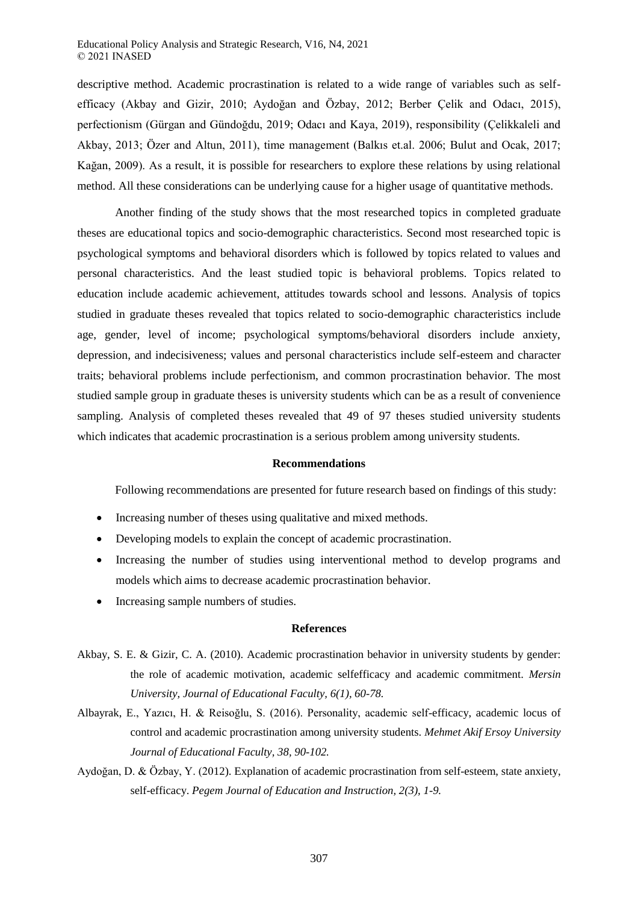descriptive method. Academic procrastination is related to a wide range of variables such as self-efficacy (Akbay and Gizir, 2010; Aydoğan and Özbay, 2012; Berber Çelik and Odacı, 2015), perfectionism (Gürgan and Gündoğdu, 2019; Odacı and Kaya, 2019), responsibility (Çelikkaleli and Akbay, 2013; Özer and Altun, 2011), time management (Balkıs et.al. 2006; Bulut and Ocak, 2017; Kağan, 2009). As a result, it is possible for researchers to explore these relations by using relational method. All these considerations can be underlying cause for a higher usage of quantitative methods.

Another finding of the study shows that the most researched topics in completed graduate theses are educational topics and socio-demographic characteristics. Second most researched topic is psychological symptoms and behavioral disorders which is followed by topics related to values and personal characteristics. And the least studied topic is behavioral problems. Topics related to education include academic achievement, attitudes towards school and lessons. Analysis of topics studied in graduate theses revealed that topics related to socio-demographic characteristics include age, gender, level of income; psychological symptoms/behavioral disorders include anxiety, depression, and indecisiveness; values and personal characteristics include self-esteem and character traits; behavioral problems include perfectionism, and common procrastination behavior. The most studied sample group in graduate theses is university students which can be as a result of convenience sampling. Analysis of completed theses revealed that 49 of 97 theses studied university students which indicates that academic procrastination is a serious problem among university students.

## Recommendations

Following recommendations are presented for future research based on findings of this study:

- Increasing number of theses using qualitative and mixed methods.
- Developing models to explain the concept of academic procrastination.
- Increasing the number of studies using interventional method to develop programs and models which aims to decrease academic procrastination behavior.
- Increasing sample numbers of studies.

## References

Akbay, S. E. & Gizir, C. A. (2010). Academic procrastination behavior in university students by gender: the role of academic motivation, academic selfefficacy and academic commitment. *Mersin University, Journal of Educational Faculty, 6(1), 60-78.*

Albayrak, E., Yazıcı, H. & Reisoğlu, S. (2016). Personality, academic self-efficacy, academic locus of control and academic procrastination among university students. *Mehmet Akif Ersoy University Journal of Educational Faculty, 38, 90-102.*

Aydoğan, D. & Özbay, Y. (2012). Explanation of academic procrastination from self-esteem, state anxiety, self-efficacy. *Pegem Journal of Education and Instruction, 2(3), 1-9.*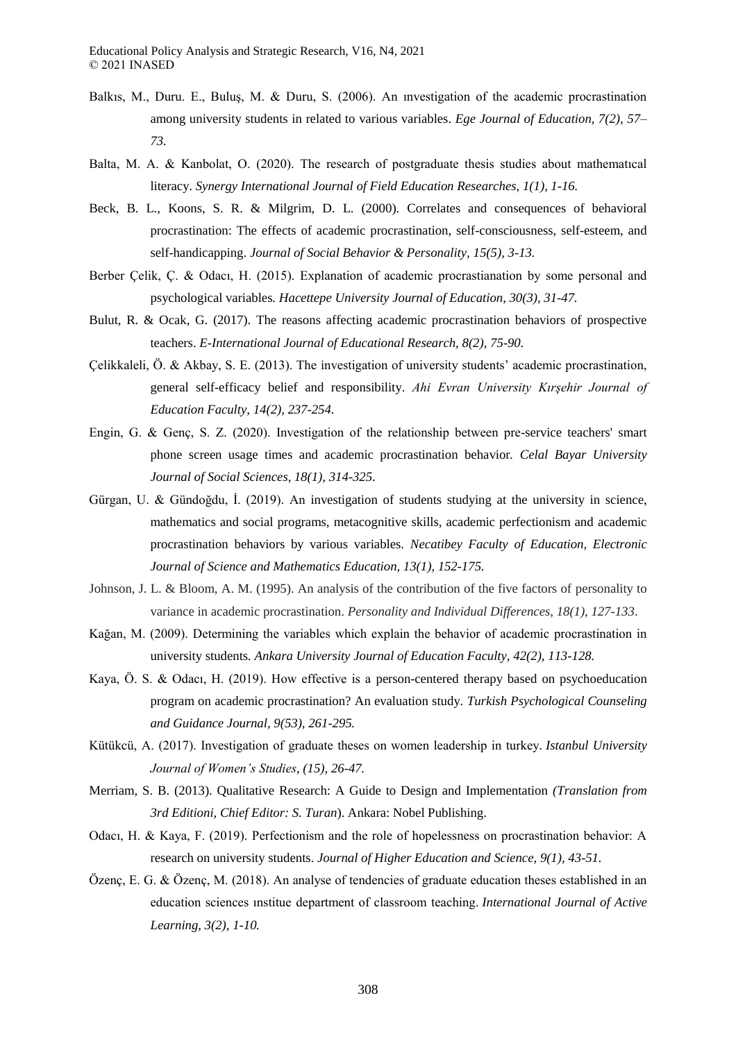Balkıs, M., Duru. E., Buluş, M. & Duru, S. (2006). An ınvestigation of the academic procrastination among university students in related to various variables. *Ege Journal of Education, 7(2), 57–73.*

Balta, M. A. & Kanbolat, O. (2020). The research of postgraduate thesis studies about mathematıcal literacy. *Synergy International Journal of Field Education Researches, 1(1), 1-16.*

Beck, B. L., Koons, S. R. & Milgrim, D. L. (2000). Correlates and consequences of behavioral procrastination: The effects of academic procrastination, self-consciousness, self-esteem, and self-handicapping. *Journal of Social Behavior & Personality, 15(5), 3-13.*

Berber Çelik, Ç. & Odacı, H. (2015). Explanation of academic procrastianation by some personal and psychological variables. *Hacettepe University Journal of Education, 30(3), 31-47.*

Bulut, R. & Ocak, G. (2017). The reasons affecting academic procrastination behaviors of prospective teachers. *E-International Journal of Educational Research, 8(2), 75-90.*

Çelikkaleli, Ö. & Akbay, S. E. (2013). The investigation of university students' academic procrastination, general self-efficacy belief and responsibility. *Ahi Evran University Kırşehir Journal of Education Faculty, 14(2), 237-254.*

Engin, G. & Genç, S. Z. (2020). Investigation of the relationship between pre-service teachers' smart phone screen usage times and academic procrastination behavior. *Celal Bayar University Journal of Social Sciences, 18(1), 314-325.*

Gürgan, U. & Gündoğdu, İ. (2019). An investigation of students studying at the university in science, mathematics and social programs, metacognitive skills, academic perfectionism and academic procrastination behaviors by various variables. *Necatibey Faculty of Education, Electronic Journal of Science and Mathematics Education, 13(1), 152-175.*

Johnson, J. L. & Bloom, A. M. (1995). An analysis of the contribution of the five factors of personality to variance in academic procrastination. *Personality and Individual Differences, 18(1), 127-133*.

Kağan, M. (2009). Determining the variables which explain the behavior of academic procrastination in university students. *Ankara University Journal of Education Faculty, 42(2), 113-128.*

Kaya, Ö. S. & Odacı, H. (2019). How effective is a person-centered therapy based on psychoeducation program on academic procrastination? An evaluation study. *Turkish Psychological Counseling and Guidance Journal, 9(53), 261-295.*

Kütükcü, A. (2017). Investigation of graduate theses on women leadership in turkey. *Istanbul University Journal of Women's Studies, (15), 26-47.*

Merriam, S. B. (2013). Qualitative Research: A Guide to Design and Implementation *(Translation from 3rd Editioni, Chief Editor: S. Turan*). Ankara: Nobel Publishing.

Odacı, H. & Kaya, F. (2019). Perfectionism and the role of hopelessness on procrastination behavior: A research on university students. *Journal of Higher Education and Science, 9(1), 43-51.*

Özenç, E. G. & Özenç, M. (2018). An analyse of tendencies of graduate education theses established in an education sciences ınstitue department of classroom teaching. *International Journal of Active Learning, 3(2), 1-10.*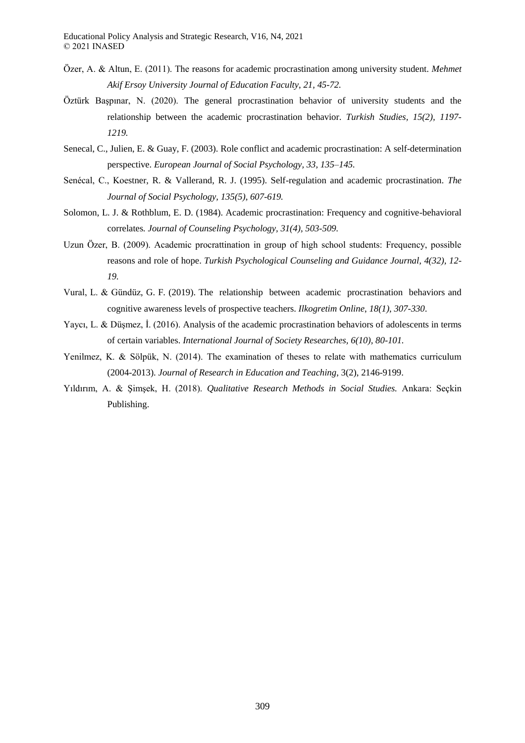Özer, A. & Altun, E. (2011). The reasons for academic procrastination among university student. *Mehmet Akif Ersoy University Journal of Education Faculty, 21, 45-72.*

Öztürk Başpınar, N. (2020). The general procrastination behavior of university students and the relationship between the academic procrastination behavior. *Turkish Studies, 15(2), 1197-1219.*

Senecal, C., Julien, E. & Guay, F. (2003). Role conflict and academic procrastination: A self-determination perspective. *European Journal of Social Psychology, 33, 135–145.*

Senécal, C., Koestner, R. & Vallerand, R. J. (1995). Self-regulation and academic procrastination. *The Journal of Social Psychology, 135(5), 607-619.*

Solomon, L. J. & Rothblum, E. D. (1984). Academic procrastination: Frequency and cognitive-behavioral correlates. *Journal of Counseling Psychology, 31(4), 503-509.*

Uzun Özer, B. (2009). Academic procrattination in group of high school students: Frequency, possible reasons and role of hope. *Turkish Psychological Counseling and Guidance Journal, 4(32), 12-19.*

Vural, L. & Gündüz, G. F. (2019). The relationship between academic procrastination behaviors and cognitive awareness levels of prospective teachers. *Ilkogretim Online, 18(1), 307-330*.

Yaycı, L. & Düşmez, İ. (2016). Analysis of the academic procrastination behaviors of adolescents in terms of certain variables. *International Journal of Society Researches, 6(10), 80-101.*

Yenilmez, K. & Sölpük, N. (2014). The examination of theses to relate with mathematics curriculum (2004-2013). *Journal of Research in Education and Teaching*, 3(2), 2146-9199.

Yıldırım, A. & Şimşek, H. (2018). *Qualitative Research Methods in Social Studies.* Ankara: Seçkin Publishing.